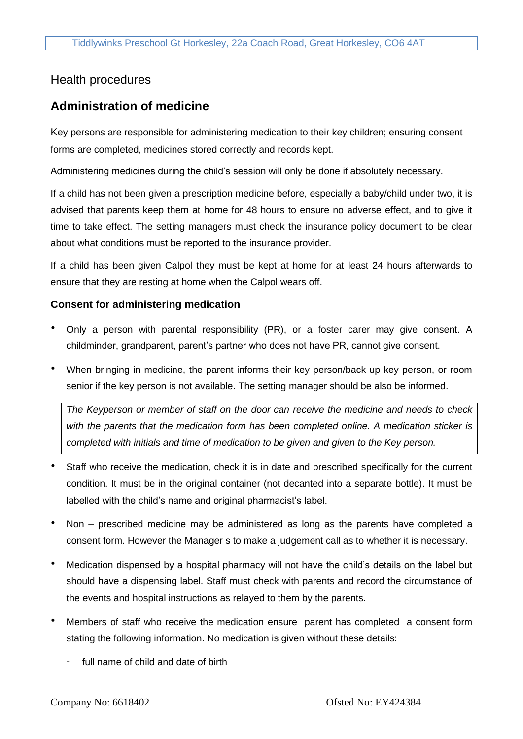Health procedures

## Administration of medicine

Key persons are responsible for administering medication to their key children; ensuring consent forms are completed, medicines stored correctly and records kept.

Administering medicines during the child's session will only be done if absolutely necessary.

If a child has not been given a prescription medicine before, especially a baby/child under two, it is advised that parents keep them at home for 48 hours to ensure no adverse effect, and to give it time to take effect. The setting managers must check the insurance policy document to be clear about what conditions must be reported to the insurance provider.

If a child has been given Calpol they must be kept at home for at least 24 hours afterwards to ensure that they are resting at home when the Calpol wears off.

### Consent for administering medication

- Only a person with parental responsibility (PR), or a foster carer may give consent. A childminder, grandparent, parent's partner who does not have PR, cannot give consent.
- When bringing in medicine, the parent informs their key person/back up key person, or room senior if the key person is not available. The setting manager should be also be informed.

*The Keyperson or member of staff on the door can receive the medicine and needs to check with the parents that the medication form has been completed online. A medication sticker is completed with initials and time of medication to be given and given to the Key person.*

- Staff who receive the medication, check it is in date and prescribed specifically for the current condition. It must be in the original container (not decanted into a separate bottle). It must be labelled with the child's name and original pharmacist's label.
- Non – prescribed medicine may be administered as long as the parents have completed a consent form. However the Manager s to make a judgement call as to whether it is necessary.
- Medication dispensed by a hospital pharmacy will not have the child's details on the label but should have a dispensing label. Staff must check with parents and record the circumstance of the events and hospital instructions as relayed to them by the parents.
- Members of staff who receive the medication ensure parent has completed a consent form stating the following information. No medication is given without these details:
  - full name of child and date of birth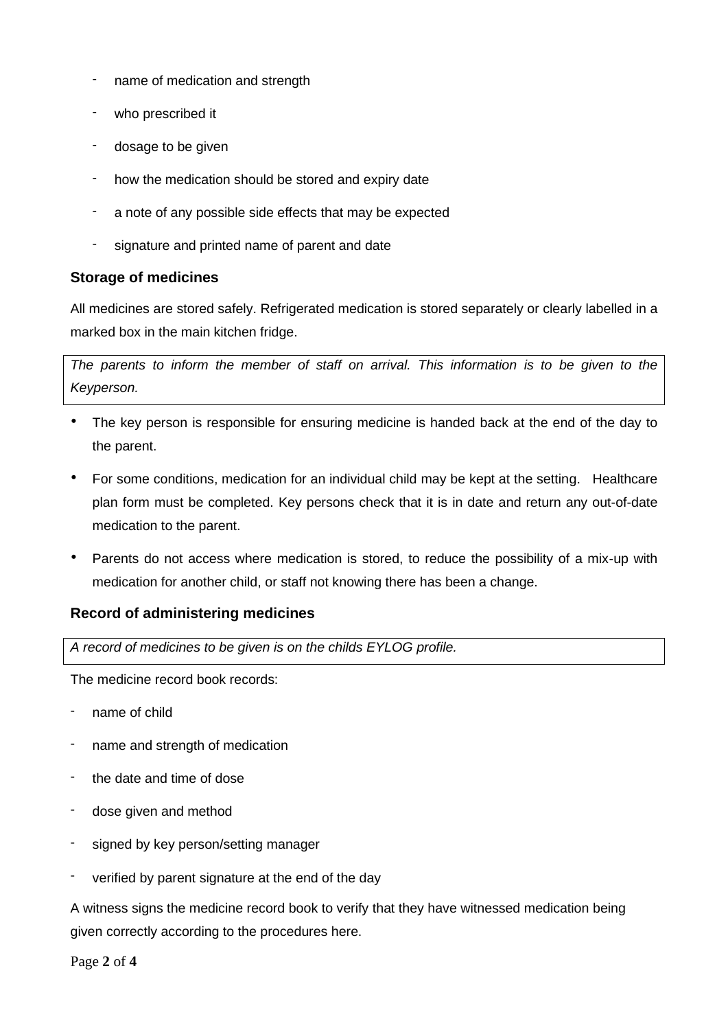- name of medication and strength
- who prescribed it
- dosage to be given
- how the medication should be stored and expiry date
- a note of any possible side effects that may be expected
- signature and printed name of parent and date

### Storage of medicines

All medicines are stored safely. Refrigerated medication is stored separately or clearly labelled in a marked box in the main kitchen fridge.

*The parents to inform the member of staff on arrival. This information is to be given to the Keyperson.*

- The key person is responsible for ensuring medicine is handed back at the end of the day to the parent.
- For some conditions, medication for an individual child may be kept at the setting. Healthcare plan form must be completed. Key persons check that it is in date and return any out-of-date medication to the parent.
- Parents do not access where medication is stored, to reduce the possibility of a mix-up with medication for another child, or staff not knowing there has been a change.

### Record of administering medicines

*A record of medicines to be given is on the childs EYLOG profile.*

The medicine record book records:

- name of child
- name and strength of medication
- the date and time of dose
- dose given and method
- signed by key person/setting manager
- verified by parent signature at the end of the day

A witness signs the medicine record book to verify that they have witnessed medication being given correctly according to the procedures here.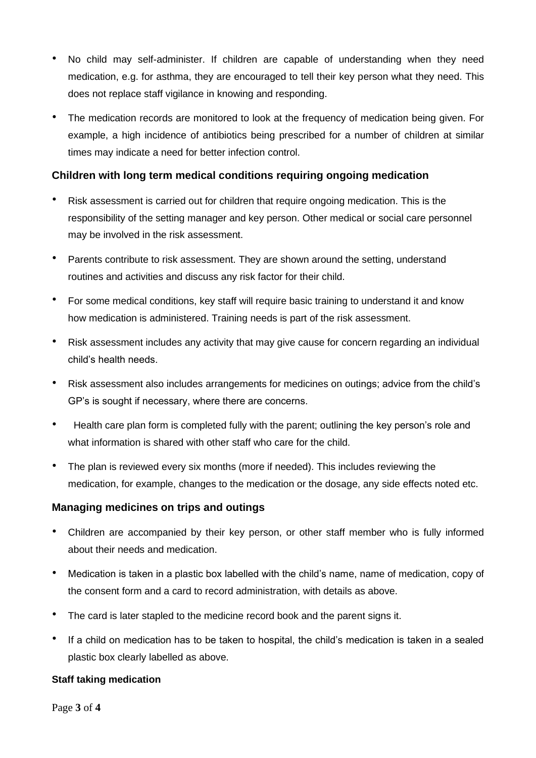- No child may self-administer. If children are capable of understanding when they need medication, e.g. for asthma, they are encouraged to tell their key person what they need. This does not replace staff vigilance in knowing and responding.
- The medication records are monitored to look at the frequency of medication being given. For example, a high incidence of antibiotics being prescribed for a number of children at similar times may indicate a need for better infection control.

### Children with long term medical conditions requiring ongoing medication

- Risk assessment is carried out for children that require ongoing medication. This is the responsibility of the setting manager and key person. Other medical or social care personnel may be involved in the risk assessment.
- Parents contribute to risk assessment. They are shown around the setting, understand routines and activities and discuss any risk factor for their child.
- For some medical conditions, key staff will require basic training to understand it and know how medication is administered. Training needs is part of the risk assessment.
- Risk assessment includes any activity that may give cause for concern regarding an individual child's health needs.
- Risk assessment also includes arrangements for medicines on outings; advice from the child's GP's is sought if necessary, where there are concerns.
- Health care plan form is completed fully with the parent; outlining the key person's role and what information is shared with other staff who care for the child.
- The plan is reviewed every six months (more if needed). This includes reviewing the medication, for example, changes to the medication or the dosage, any side effects noted etc.

### Managing medicines on trips and outings

- Children are accompanied by their key person, or other staff member who is fully informed about their needs and medication.
- Medication is taken in a plastic box labelled with the child's name, name of medication, copy of the consent form and a card to record administration, with details as above.
- The card is later stapled to the medicine record book and the parent signs it.
- If a child on medication has to be taken to hospital, the child's medication is taken in a sealed plastic box clearly labelled as above.

#### Staff taking medication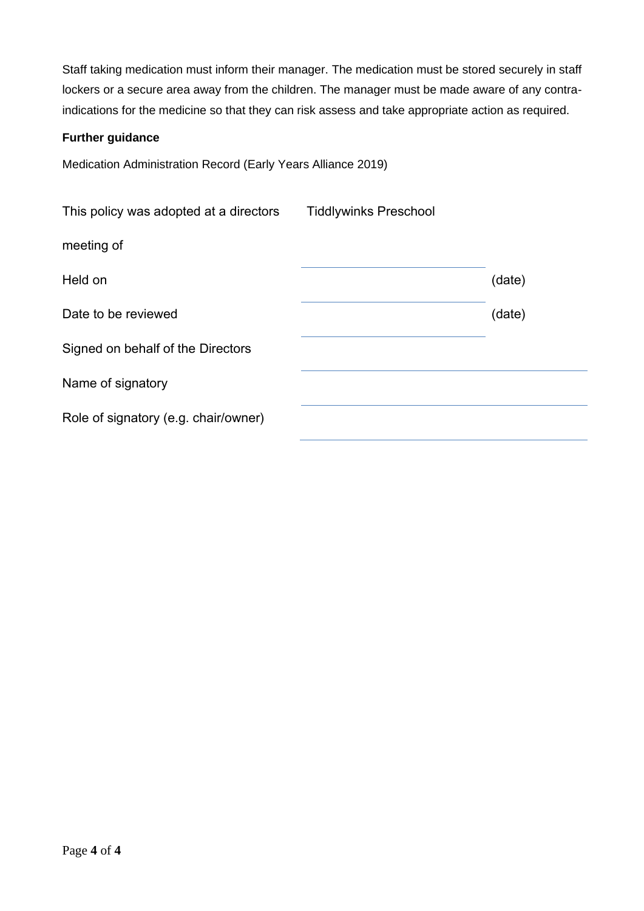Staff taking medication must inform their manager. The medication must be stored securely in staff lockers or a secure area away from the children. The manager must be made aware of any contra-indications for the medicine so that they can risk assess and take appropriate action as required.

**Further guidance**

Medication Administration Record (Early Years Alliance 2019)

| | | |
|---|---|---|
| This policy was adopted at a directors meeting of | Tiddlywinks Preschool | |
| Held on | | (date) |
| Date to be reviewed | | (date) |
| Signed on behalf of the Directors | | |
| Name of signatory | | |
| Role of signatory (e.g. chair/owner) | | |